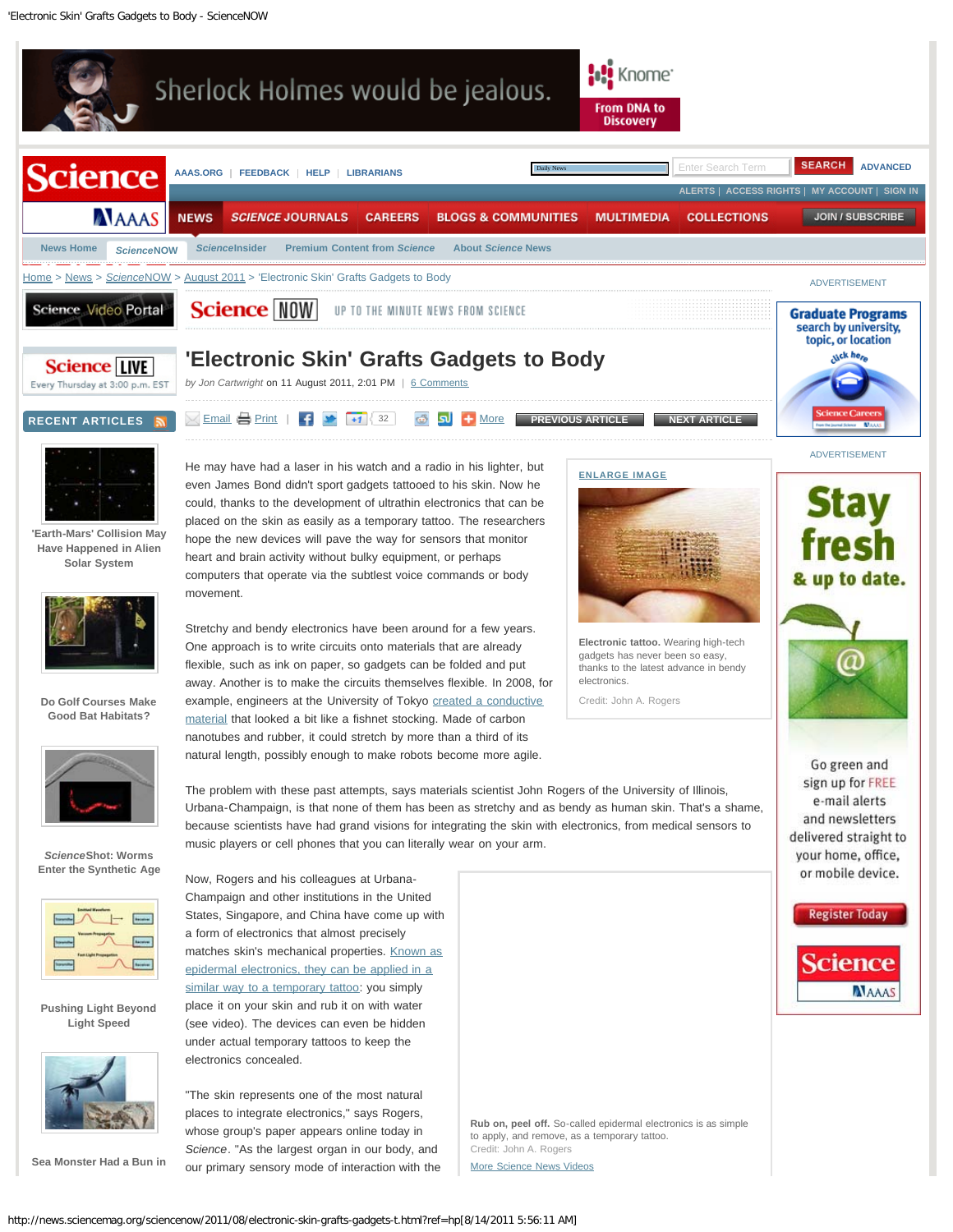# 'Electronic Skin' Grafts Gadgets to Body

by Jon Cartwright on 11 August 2011, 2:01 PM | 6 Comments

He may have had a laser in his watch and a radio in his lighter, but even James Bond didn't sport gadgets tattooed to his skin. Now he could, thanks to the development of ultrathin electronics that can be placed on the skin as easily as a temporary tattoo. The researchers hope the new devices will pave the way for sensors that monitor heart and brain activity without bulky equipment, or perhaps computers that operate via the subtlest voice commands or body movement.

Stretchy and bendy electronics have been around for a few years. One approach is to write circuits onto materials that are already flexible, such as ink on paper, so gadgets can be folded and put away. Another is to make the circuits themselves flexible. In 2008, for example, engineers at the University of Tokyo created a conductive material that looked a bit like a fishnet stocking. Made of carbon nanotubes and rubber, it could stretch by more than a third of its natural length, possibly enough to make robots become more agile.

**Electronic tattoo.** Wearing high-tech gadgets has never been so easy, thanks to the latest advance in bendy electronics.

Credit: John A. Rogers

The problem with these past attempts, says materials scientist John Rogers of the University of Illinois, Urbana-Champaign, is that none of them has been as stretchy and as bendy as human skin. That's a shame, because scientists have had grand visions for integrating the skin with electronics, from medical sensors to music players or cell phones that you can literally wear on your arm.

Now, Rogers and his colleagues at Urbana-Champaign and other institutions in the United States, Singapore, and China have come up with a form of electronics that almost precisely matches skin's mechanical properties. Known as epidermal electronics, they can be applied in a similar way to a temporary tattoo: you simply place it on your skin and rub it on with water (see video). The devices can even be hidden under actual temporary tattoos to keep the electronics concealed.

**Rub on, peel off.** So-called epidermal electronics is as simple to apply, and remove, as a temporary tattoo.

Credit: John A. Rogers

"The skin represents one of the most natural places to integrate electronics," says Rogers, whose group's paper appears online today in *Science*. "As the largest organ in our body, and our primary sensory mode of interaction with the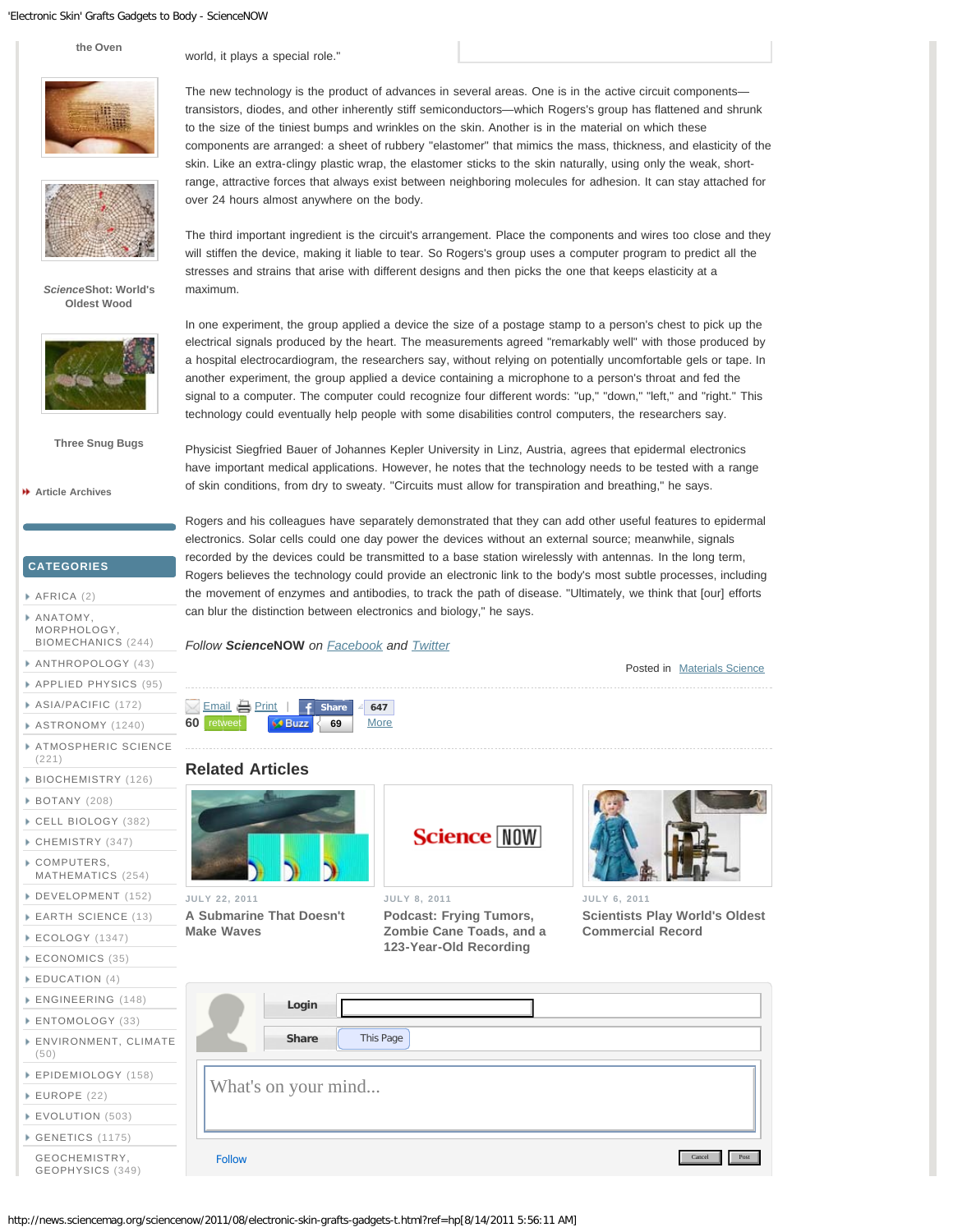world, it plays a special role."

The new technology is the product of advances in several areas. One is in the active circuit components—transistors, diodes, and other inherently stiff semiconductors—which Rogers's group has flattened and shrunk to the size of the tiniest bumps and wrinkles on the skin. Another is in the material on which these components are arranged: a sheet of rubbery "elastomer" that mimics the mass, thickness, and elasticity of the skin. Like an extra-clingy plastic wrap, the elastomer sticks to the skin naturally, using only the weak, short-range, attractive forces that always exist between neighboring molecules for adhesion. It can stay attached for over 24 hours almost anywhere on the body.

The third important ingredient is the circuit's arrangement. Place the components and wires too close and they will stiffen the device, making it liable to tear. So Rogers's group uses a computer program to predict all the stresses and strains that arise with different designs and then picks the one that keeps elasticity at a maximum.

In one experiment, the group applied a device the size of a postage stamp to a person's chest to pick up the electrical signals produced by the heart. The measurements agreed "remarkably well" with those produced by a hospital electrocardiogram, the researchers say, without relying on potentially uncomfortable gels or tape. In another experiment, the group applied a device containing a microphone to a person's throat and fed the signal to a computer. The computer could recognize four different words: "up," "down," "left," and "right." This technology could eventually help people with some disabilities control computers, the researchers say.

Physicist Siegfried Bauer of Johannes Kepler University in Linz, Austria, agrees that epidermal electronics have important medical applications. However, he notes that the technology needs to be tested with a range of skin conditions, from dry to sweaty. "Circuits must allow for transpiration and breathing," he says.

Rogers and his colleagues have separately demonstrated that they can add other useful features to epidermal electronics. Solar cells could one day power the devices without an external source; meanwhile, signals recorded by the devices could be transmitted to a base station wirelessly with antennas. In the long term, Rogers believes the technology could provide an electronic link to the body's most subtle processes, including the movement of enzymes and antibodies, to track the path of disease. "Ultimately, we think that [our] efforts can blur the distinction between electronics and biology," he says.

*Follow **Science**NOW on Facebook and Twitter*

Posted in Materials Science

## Related Articles

JULY 22, 2011
**A Submarine That Doesn't Make Waves**

JULY 8, 2011
**Podcast: Frying Tumors, Zombie Cane Toads, and a 123-Year-Old Recording**

JULY 6, 2011
**Scientists Play World's Oldest Commercial Record**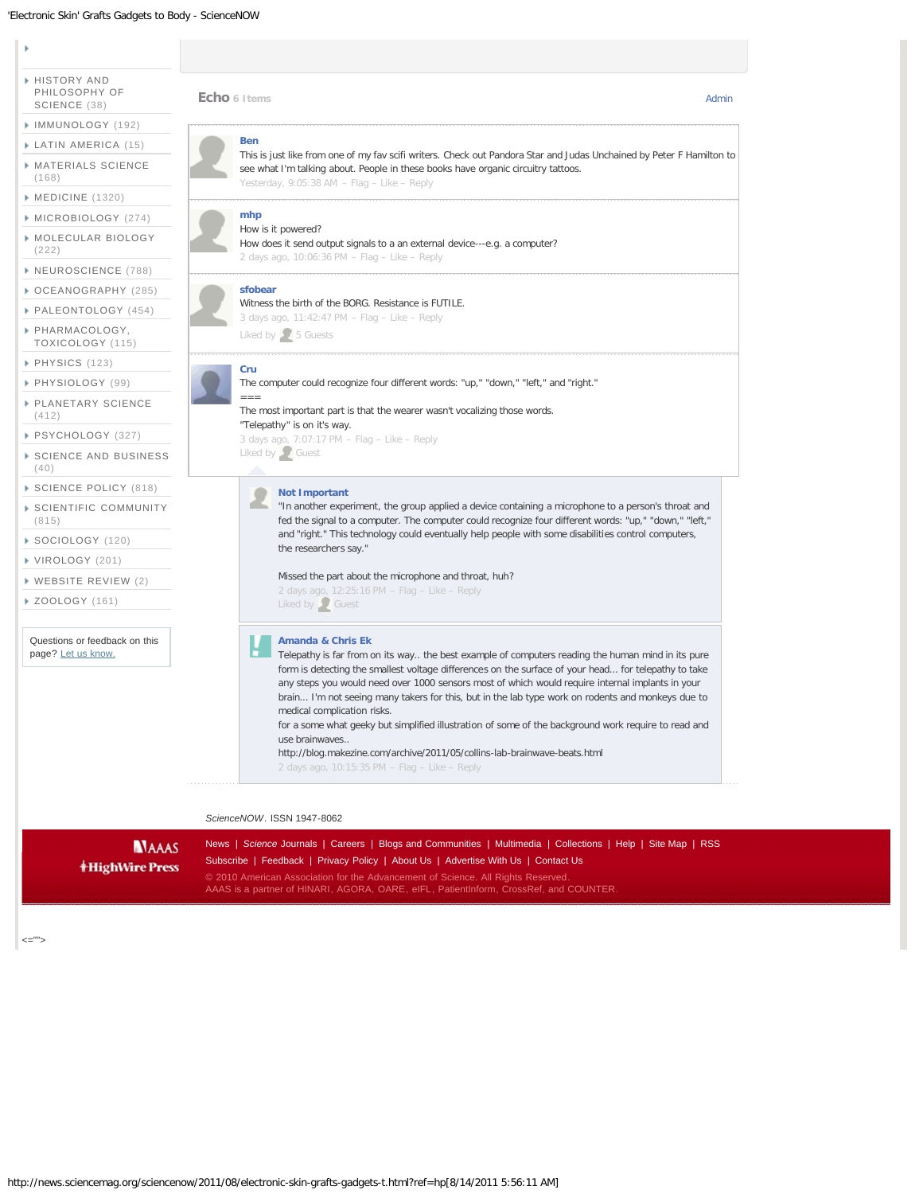- HISTORY AND PHILOSOPHY OF SCIENCE (38)
- IMMUNOLOGY (192)
- LATIN AMERICA (15)
- MATERIALS SCIENCE (168)
- MEDICINE (1320)
- MICROBIOLOGY (274)
- MOLECULAR BIOLOGY (222)
- NEUROSCIENCE (788)
- OCEANOGRAPHY (285)
- PALEONTOLOGY (454)
- PHARMACOLOGY, TOXICOLOGY (115)
- PHYSICS (123)
- PHYSIOLOGY (99)
- PLANETARY SCIENCE (412)
- PSYCHOLOGY (327)
- SCIENCE AND BUSINESS (40)
- SCIENCE POLICY (818)
- SCIENTIFIC COMMUNITY (815)
- SOCIOLOGY (120)
- VIROLOGY (201)
- WEBSITE REVIEW (2)
- ZOOLOGY (161)

Questions or feedback on this page? Let us know.

**Echo** 6 Items

Admin

**Ben**

This is just like from one of my fav scifi writers. Check out Pandora Star and Judas Unchained by Peter F Hamilton to see what I'm talking about. People in these books have organic circuitry tattoos.

Yesterday, 9:05:38 AM – Flag – Like – Reply

**mhp**

How is it powered?

How does it send output signals to a an external device---e.g. a computer?

2 days ago, 10:06:36 PM – Flag – Like – Reply

**sfobear**

Witness the birth of the BORG. Resistance is FUTILE.

3 days ago, 11:42:47 PM – Flag – Like – Reply

Liked by 5 Guests

**Cru**

The computer could recognize four different words: "up," "down," "left," and "right."

===

The most important part is that the wearer wasn't vocalizing those words.

"Telepathy" is on it's way.

3 days ago, 7:07:17 PM – Flag – Like – Reply

Liked by Guest

**Not Important**

"In another experiment, the group applied a device containing a microphone to a person's throat and fed the signal to a computer. The computer could recognize four different words: "up," "down," "left," and "right." This technology could eventually help people with some disabilities control computers, the researchers say."

Missed the part about the microphone and throat, huh?

2 days ago, 12:25:16 PM – Flag – Like – Reply

Liked by Guest

**Amanda & Chris Ek**

Telepathy is far from on its way.. the best example of computers reading the human mind in its pure form is detecting the smallest voltage differences on the surface of your head... for telepathy to take any steps you would need over 1000 sensors most of which would require internal implants in your brain... I'm not seeing many takers for this, but in the lab type work on rodents and monkeys due to medical complication risks.

for a some what geeky but simplified illustration of some of the background work require to read and use brainwaves..

http://blog.makezine.com/archive/2011/05/collins-lab-brainwave-beats.html

2 days ago, 10:15:35 PM – Flag – Like – Reply

*ScienceNOW*. ISSN 1947-8062

AAAS
HighWire Press

News | *Science* Journals | Careers | Blogs and Communities | Multimedia | Collections | Help | Site Map | RSS
Subscribe | Feedback | Privacy Policy | About Us | Advertise With Us | Contact Us

© 2010 American Association for the Advancement of Science. All Rights Reserved.
AAAS is a partner of HINARI, AGORA, OARE, eIFL, PatientInform, CrossRef, and COUNTER.